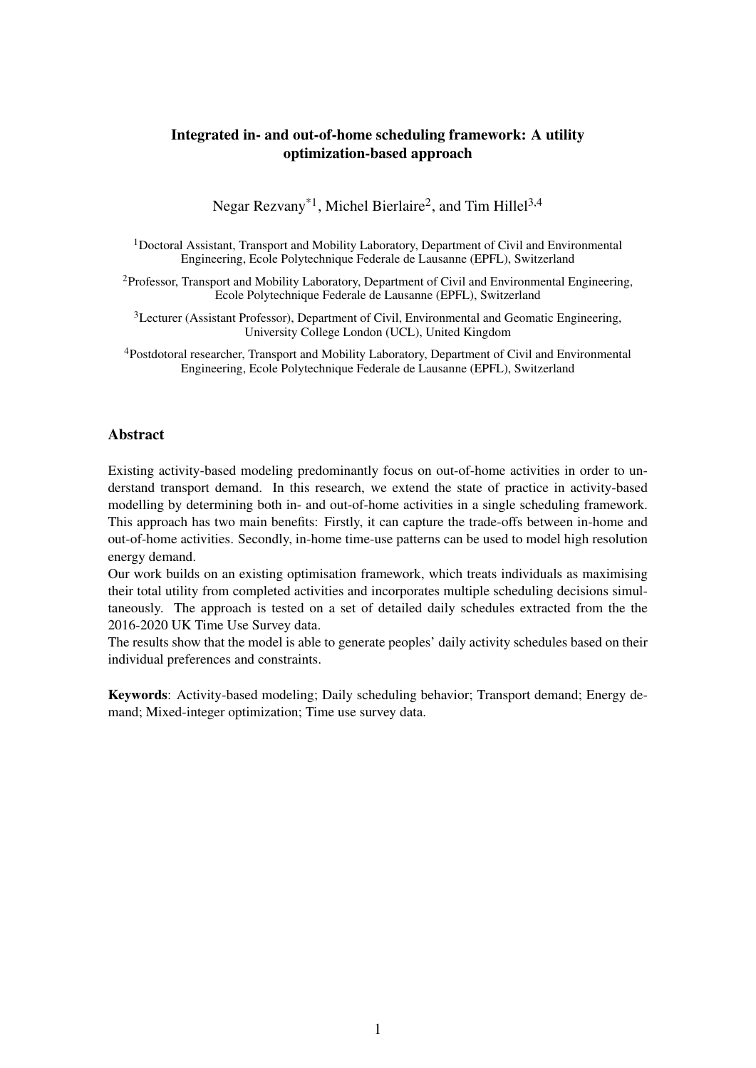# Integrated in- and out-of-home scheduling framework: A utility optimization-based approach

Negar Rezvany*[1], Michel Bierlaire[2], and Tim Hillel[3,4]

[1]Doctoral Assistant, Transport and Mobility Laboratory, Department of Civil and Environmental Engineering, Ecole Polytechnique Federale de Lausanne (EPFL), Switzerland

[2]Professor, Transport and Mobility Laboratory, Department of Civil and Environmental Engineering, Ecole Polytechnique Federale de Lausanne (EPFL), Switzerland

[3]Lecturer (Assistant Professor), Department of Civil, Environmental and Geomatic Engineering, University College London (UCL), United Kingdom

[4]Postdotoral researcher, Transport and Mobility Laboratory, Department of Civil and Environmental Engineering, Ecole Polytechnique Federale de Lausanne (EPFL), Switzerland

## Abstract

Existing activity-based modeling predominantly focus on out-of-home activities in order to understand transport demand. In this research, we extend the state of practice in activity-based modelling by determining both in- and out-of-home activities in a single scheduling framework. This approach has two main benefits: Firstly, it can capture the trade-offs between in-home and out-of-home activities. Secondly, in-home time-use patterns can be used to model high resolution energy demand.

Our work builds on an existing optimisation framework, which treats individuals as maximising their total utility from completed activities and incorporates multiple scheduling decisions simultaneously. The approach is tested on a set of detailed daily schedules extracted from the the 2016-2020 UK Time Use Survey data.

The results show that the model is able to generate peoples' daily activity schedules based on their individual preferences and constraints.

**Keywords**: Activity-based modeling; Daily scheduling behavior; Transport demand; Energy demand; Mixed-integer optimization; Time use survey data.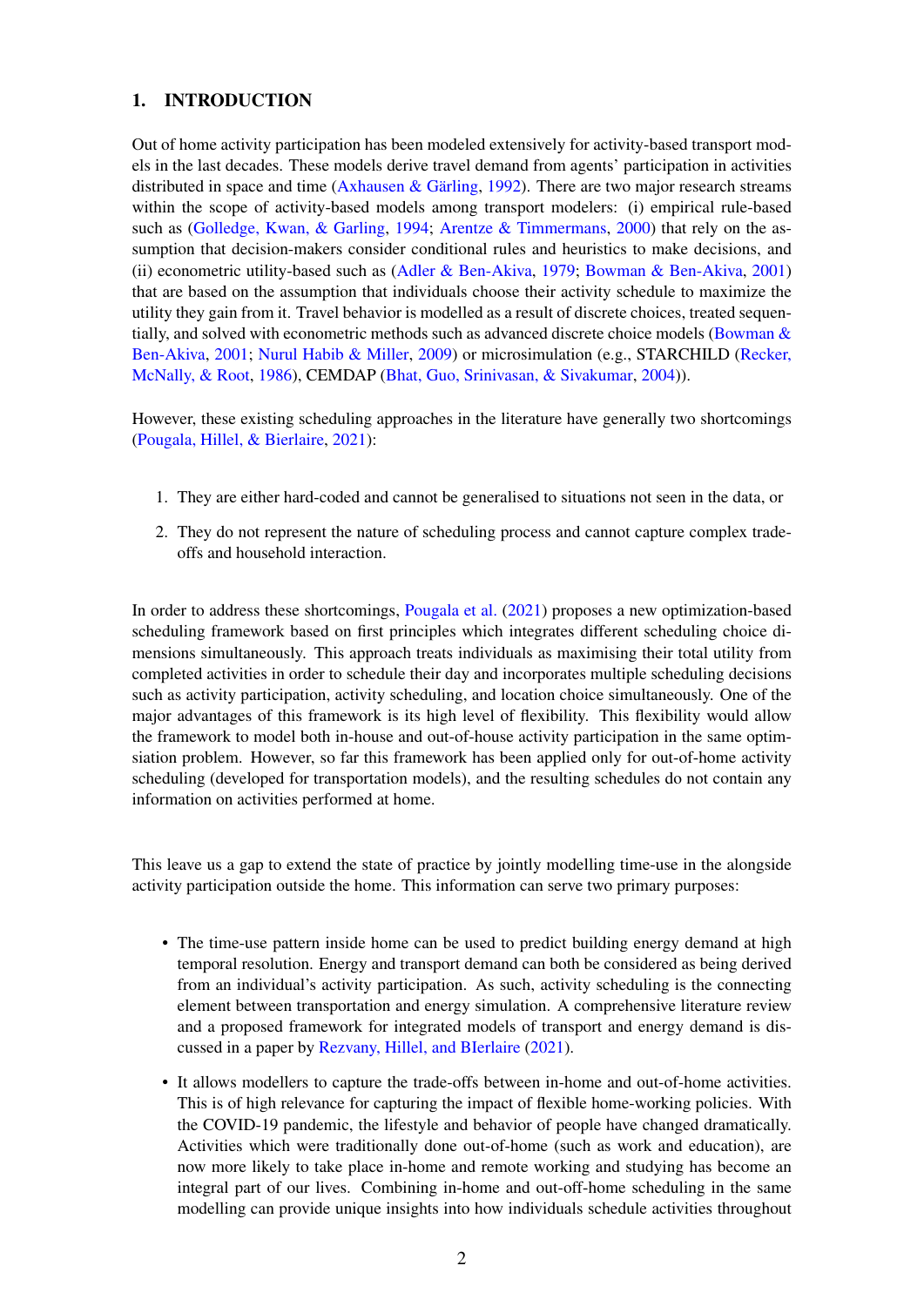## 1. INTRODUCTION

Out of home activity participation has been modeled extensively for activity-based transport models in the last decades. These models derive travel demand from agents' participation in activities distributed in space and time (Axhausen & Gärling, 1992). There are two major research streams within the scope of activity-based models among transport modelers: (i) empirical rule-based such as (Golledge, Kwan, & Garling, 1994; Arentze & Timmermans, 2000) that rely on the assumption that decision-makers consider conditional rules and heuristics to make decisions, and (ii) econometric utility-based such as (Adler & Ben-Akiva, 1979; Bowman & Ben-Akiva, 2001) that are based on the assumption that individuals choose their activity schedule to maximize the utility they gain from it. Travel behavior is modelled as a result of discrete choices, treated sequentially, and solved with econometric methods such as advanced discrete choice models (Bowman & Ben-Akiva, 2001; Nurul Habib & Miller, 2009) or microsimulation (e.g., STARCHILD (Recker, McNally, & Root, 1986), CEMDAP (Bhat, Guo, Srinivasan, & Sivakumar, 2004)).

However, these existing scheduling approaches in the literature have generally two shortcomings (Pougala, Hillel, & Bierlaire, 2021):

1. They are either hard-coded and cannot be generalised to situations not seen in the data, or
2. They do not represent the nature of scheduling process and cannot capture complex trade-offs and household interaction.

In order to address these shortcomings, Pougala et al. (2021) proposes a new optimization-based scheduling framework based on first principles which integrates different scheduling choice dimensions simultaneously. This approach treats individuals as maximising their total utility from completed activities in order to schedule their day and incorporates multiple scheduling decisions such as activity participation, activity scheduling, and location choice simultaneously. One of the major advantages of this framework is its high level of flexibility. This flexibility would allow the framework to model both in-house and out-of-house activity participation in the same optimisation problem. However, so far this framework has been applied only for out-of-home activity scheduling (developed for transportation models), and the resulting schedules do not contain any information on activities performed at home.

This leave us a gap to extend the state of practice by jointly modelling time-use in the alongside activity participation outside the home. This information can serve two primary purposes:

- The time-use pattern inside home can be used to predict building energy demand at high temporal resolution. Energy and transport demand can both be considered as being derived from an individual's activity participation. As such, activity scheduling is the connecting element between transportation and energy simulation. A comprehensive literature review and a proposed framework for integrated models of transport and energy demand is discussed in a paper by Rezvany, Hillel, and BIerlaire (2021).
- It allows modellers to capture the trade-offs between in-home and out-of-home activities. This is of high relevance for capturing the impact of flexible home-working policies. With the COVID-19 pandemic, the lifestyle and behavior of people have changed dramatically. Activities which were traditionally done out-of-home (such as work and education), are now more likely to take place in-home and remote working and studying has become an integral part of our lives. Combining in-home and out-off-home scheduling in the same modelling can provide unique insights into how individuals schedule activities throughout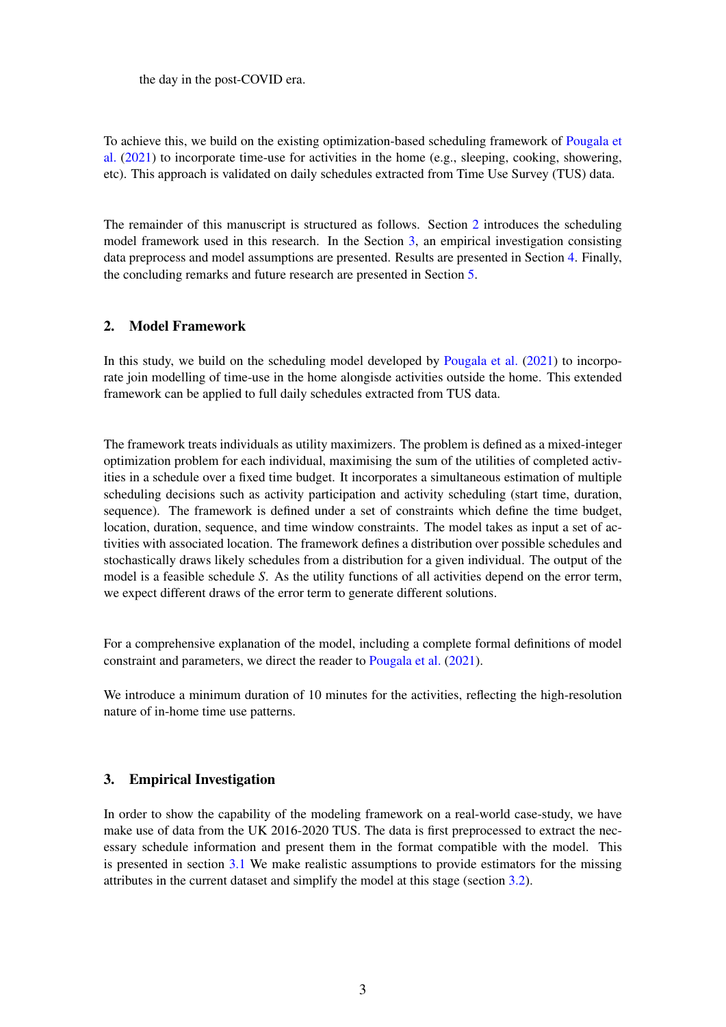the day in the post-COVID era.

To achieve this, we build on the existing optimization-based scheduling framework of Pougala et al. (2021) to incorporate time-use for activities in the home (e.g., sleeping, cooking, showering, etc). This approach is validated on daily schedules extracted from Time Use Survey (TUS) data.

The remainder of this manuscript is structured as follows. Section 2 introduces the scheduling model framework used in this research. In the Section 3, an empirical investigation consisting data preprocess and model assumptions are presented. Results are presented in Section 4. Finally, the concluding remarks and future research are presented in Section 5.

## 2. Model Framework

In this study, we build on the scheduling model developed by Pougala et al. (2021) to incorporate join modelling of time-use in the home alongisde activities outside the home. This extended framework can be applied to full daily schedules extracted from TUS data.

The framework treats individuals as utility maximizers. The problem is defined as a mixed-integer optimization problem for each individual, maximising the sum of the utilities of completed activities in a schedule over a fixed time budget. It incorporates a simultaneous estimation of multiple scheduling decisions such as activity participation and activity scheduling (start time, duration, sequence). The framework is defined under a set of constraints which define the time budget, location, duration, sequence, and time window constraints. The model takes as input a set of activities with associated location. The framework defines a distribution over possible schedules and stochastically draws likely schedules from a distribution for a given individual. The output of the model is a feasible schedule $S$. As the utility functions of all activities depend on the error term, we expect different draws of the error term to generate different solutions.

For a comprehensive explanation of the model, including a complete formal definitions of model constraint and parameters, we direct the reader to Pougala et al. (2021).

We introduce a minimum duration of 10 minutes for the activities, reflecting the high-resolution nature of in-home time use patterns.

## 3. Empirical Investigation

In order to show the capability of the modeling framework on a real-world case-study, we have make use of data from the UK 2016-2020 TUS. The data is first preprocessed to extract the necessary schedule information and present them in the format compatible with the model. This is presented in section 3.1 We make realistic assumptions to provide estimators for the missing attributes in the current dataset and simplify the model at this stage (section 3.2).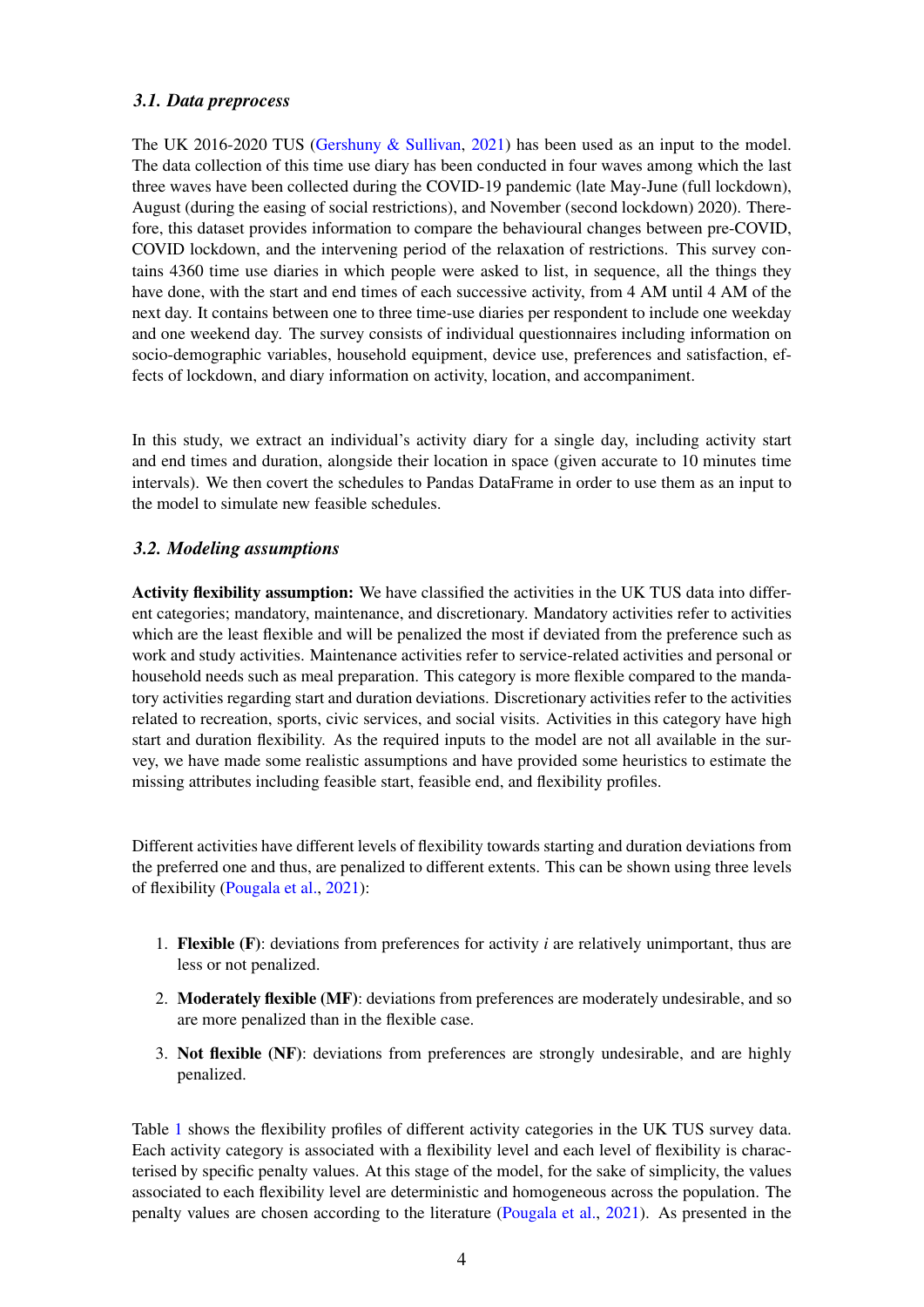### *3.1. Data preprocess*

The UK 2016-2020 TUS (Gershuny & Sullivan, 2021) has been used as an input to the model. The data collection of this time use diary has been conducted in four waves among which the last three waves have been collected during the COVID-19 pandemic (late May-June (full lockdown), August (during the easing of social restrictions), and November (second lockdown) 2020). Therefore, this dataset provides information to compare the behavioural changes between pre-COVID, COVID lockdown, and the intervening period of the relaxation of restrictions. This survey contains 4360 time use diaries in which people were asked to list, in sequence, all the things they have done, with the start and end times of each successive activity, from 4 AM until 4 AM of the next day. It contains between one to three time-use diaries per respondent to include one weekday and one weekend day. The survey consists of individual questionnaires including information on socio-demographic variables, household equipment, device use, preferences and satisfaction, effects of lockdown, and diary information on activity, location, and accompaniment.

In this study, we extract an individual's activity diary for a single day, including activity start and end times and duration, alongside their location in space (given accurate to 10 minutes time intervals). We then covert the schedules to Pandas DataFrame in order to use them as an input to the model to simulate new feasible schedules.

### *3.2. Modeling assumptions*

**Activity flexibility assumption:** We have classified the activities in the UK TUS data into different categories; mandatory, maintenance, and discretionary. Mandatory activities refer to activities which are the least flexible and will be penalized the most if deviated from the preference such as work and study activities. Maintenance activities refer to service-related activities and personal or household needs such as meal preparation. This category is more flexible compared to the mandatory activities regarding start and duration deviations. Discretionary activities refer to the activities related to recreation, sports, civic services, and social visits. Activities in this category have high start and duration flexibility. As the required inputs to the model are not all available in the survey, we have made some realistic assumptions and have provided some heuristics to estimate the missing attributes including feasible start, feasible end, and flexibility profiles.

Different activities have different levels of flexibility towards starting and duration deviations from the preferred one and thus, are penalized to different extents. This can be shown using three levels of flexibility (Pougala et al., 2021):

1. **Flexible (F)**: deviations from preferences for activity *i* are relatively unimportant, thus are less or not penalized.
2. **Moderately flexible (MF)**: deviations from preferences are moderately undesirable, and so are more penalized than in the flexible case.
3. **Not flexible (NF)**: deviations from preferences are strongly undesirable, and are highly penalized.

Table 1 shows the flexibility profiles of different activity categories in the UK TUS survey data. Each activity category is associated with a flexibility level and each level of flexibility is characterised by specific penalty values. At this stage of the model, for the sake of simplicity, the values associated to each flexibility level are deterministic and homogeneous across the population. The penalty values are chosen according to the literature (Pougala et al., 2021). As presented in the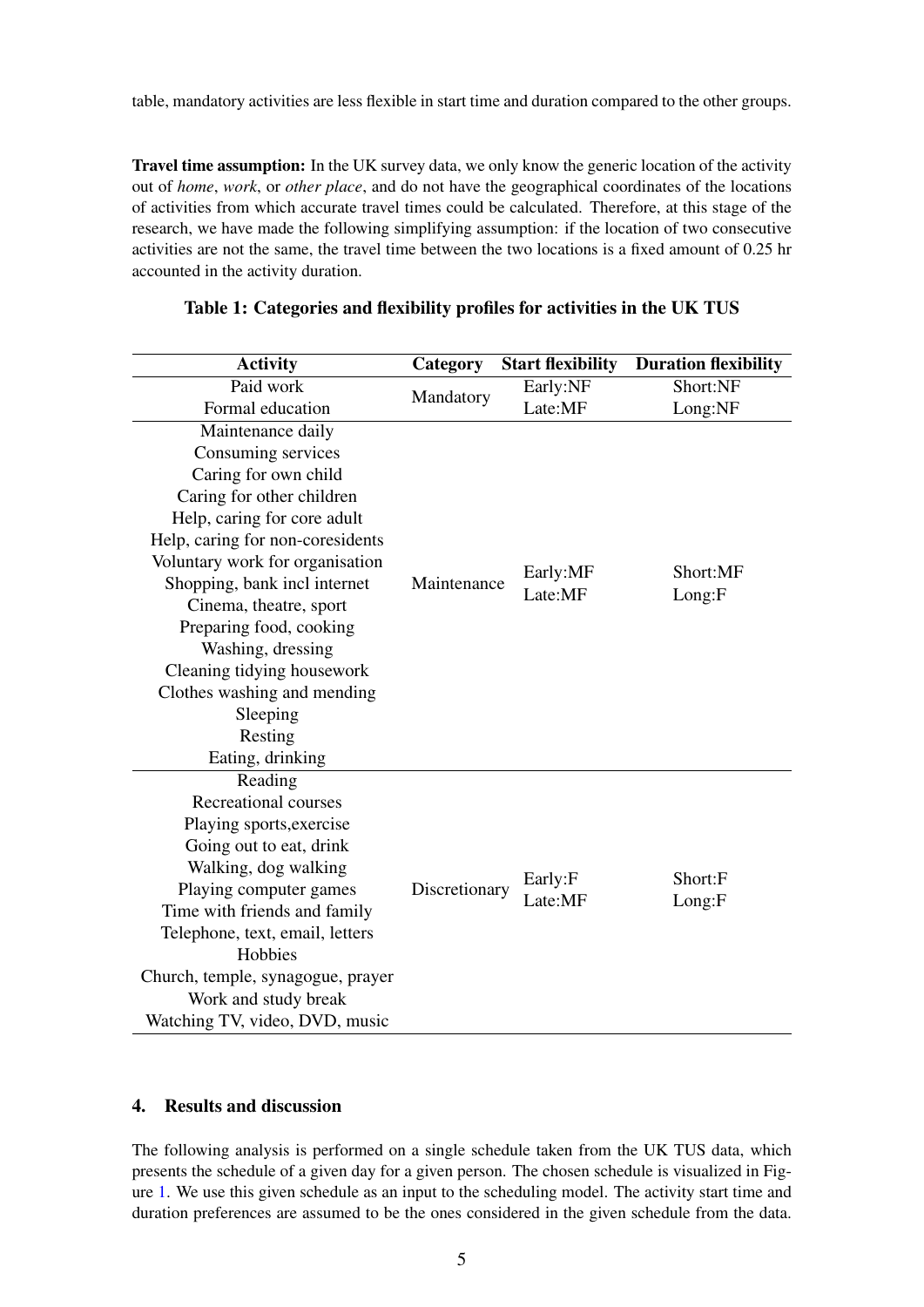table, mandatory activities are less flexible in start time and duration compared to the other groups.

**Travel time assumption:** In the UK survey data, we only know the generic location of the activity out of *home*, *work*, or *other place*, and do not have the geographical coordinates of the locations of activities from which accurate travel times could be calculated. Therefore, at this stage of the research, we have made the following simplifying assumption: if the location of two consecutive activities are not the same, the travel time between the two locations is a fixed amount of 0.25 hr accounted in the activity duration.

**Table 1: Categories and flexibility profiles for activities in the UK TUS**

| Activity | Category | Start flexibility | Duration flexibility |
|---|---|---|---|
| Paid work<br>Formal education | Mandatory | Early:NF<br>Late:MF | Short:NF<br>Long:NF |
| Maintenance daily<br>Consuming services<br>Caring for own child<br>Caring for other children<br>Help, caring for core adult<br>Help, caring for non-coresidents<br>Voluntary work for organisation<br>Shopping, bank incl internet<br>Cinema, theatre, sport<br>Preparing food, cooking<br>Washing, dressing<br>Cleaning tidying housework<br>Clothes washing and mending<br>Sleeping<br>Resting<br>Eating, drinking | Maintenance | Early:MF<br>Late:MF | Short:MF<br>Long:F |
| Reading<br>Recreational courses<br>Playing sports,exercise<br>Going out to eat, drink<br>Walking, dog walking<br>Playing computer games<br>Time with friends and family<br>Telephone, text, email, letters<br>Hobbies<br>Church, temple, synagogue, prayer<br>Work and study break<br>Watching TV, video, DVD, music | Discretionary | Early:F<br>Late:MF | Short:F<br>Long:F |

## 4. Results and discussion

The following analysis is performed on a single schedule taken from the UK TUS data, which presents the schedule of a given day for a given person. The chosen schedule is visualized in Figure 1. We use this given schedule as an input to the scheduling model. The activity start time and duration preferences are assumed to be the ones considered in the given schedule from the data.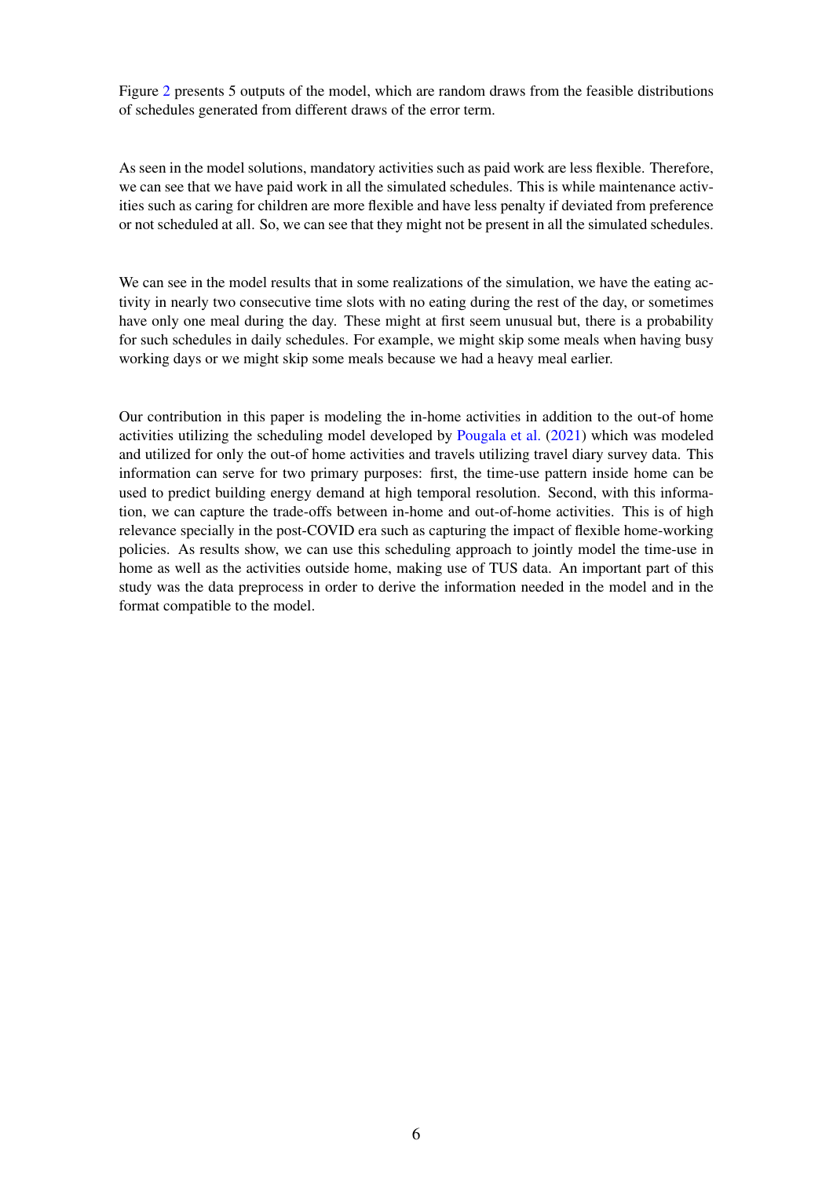Figure 2 presents 5 outputs of the model, which are random draws from the feasible distributions of schedules generated from different draws of the error term.

As seen in the model solutions, mandatory activities such as paid work are less flexible. Therefore, we can see that we have paid work in all the simulated schedules. This is while maintenance activities such as caring for children are more flexible and have less penalty if deviated from preference or not scheduled at all. So, we can see that they might not be present in all the simulated schedules.

We can see in the model results that in some realizations of the simulation, we have the eating activity in nearly two consecutive time slots with no eating during the rest of the day, or sometimes have only one meal during the day. These might at first seem unusual but, there is a probability for such schedules in daily schedules. For example, we might skip some meals when having busy working days or we might skip some meals because we had a heavy meal earlier.

Our contribution in this paper is modeling the in-home activities in addition to the out-of home activities utilizing the scheduling model developed by Pougala et al. (2021) which was modeled and utilized for only the out-of home activities and travels utilizing travel diary survey data. This information can serve for two primary purposes: first, the time-use pattern inside home can be used to predict building energy demand at high temporal resolution. Second, with this information, we can capture the trade-offs between in-home and out-of-home activities. This is of high relevance specially in the post-COVID era such as capturing the impact of flexible home-working policies. As results show, we can use this scheduling approach to jointly model the time-use in home as well as the activities outside home, making use of TUS data. An important part of this study was the data preprocess in order to derive the information needed in the model and in the format compatible to the model.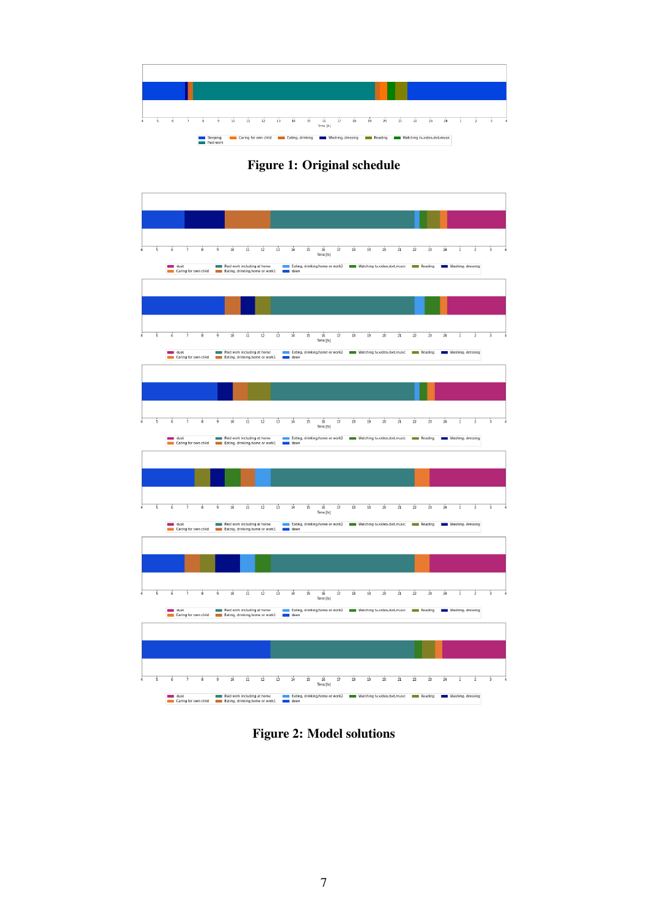**Figure 1: Original schedule**

**Figure 2: Model solutions**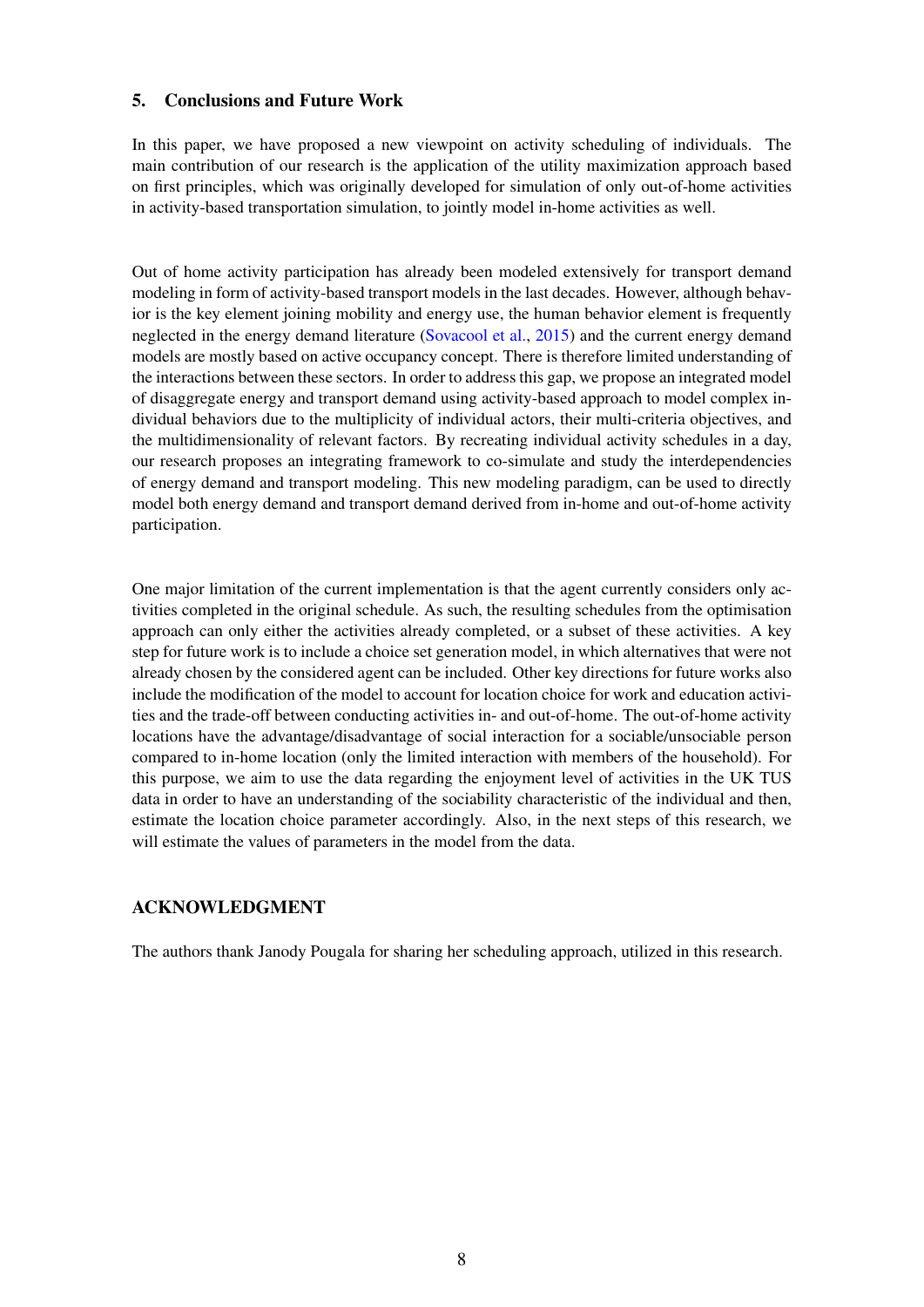## 5. Conclusions and Future Work

In this paper, we have proposed a new viewpoint on activity scheduling of individuals. The main contribution of our research is the application of the utility maximization approach based on first principles, which was originally developed for simulation of only out-of-home activities in activity-based transportation simulation, to jointly model in-home activities as well.

Out of home activity participation has already been modeled extensively for transport demand modeling in form of activity-based transport models in the last decades. However, although behavior is the key element joining mobility and energy use, the human behavior element is frequently neglected in the energy demand literature (Sovacool et al., 2015) and the current energy demand models are mostly based on active occupancy concept. There is therefore limited understanding of the interactions between these sectors. In order to address this gap, we propose an integrated model of disaggregate energy and transport demand using activity-based approach to model complex individual behaviors due to the multiplicity of individual actors, their multi-criteria objectives, and the multidimensionality of relevant factors. By recreating individual activity schedules in a day, our research proposes an integrating framework to co-simulate and study the interdependencies of energy demand and transport modeling. This new modeling paradigm, can be used to directly model both energy demand and transport demand derived from in-home and out-of-home activity participation.

One major limitation of the current implementation is that the agent currently considers only activities completed in the original schedule. As such, the resulting schedules from the optimisation approach can only either the activities already completed, or a subset of these activities. A key step for future work is to include a choice set generation model, in which alternatives that were not already chosen by the considered agent can be included. Other key directions for future works also include the modification of the model to account for location choice for work and education activities and the trade-off between conducting activities in- and out-of-home. The out-of-home activity locations have the advantage/disadvantage of social interaction for a sociable/unsociable person compared to in-home location (only the limited interaction with members of the household). For this purpose, we aim to use the data regarding the enjoyment level of activities in the UK TUS data in order to have an understanding of the sociability characteristic of the individual and then, estimate the location choice parameter accordingly. Also, in the next steps of this research, we will estimate the values of parameters in the model from the data.

## ACKNOWLEDGMENT

The authors thank Janody Pougala for sharing her scheduling approach, utilized in this research.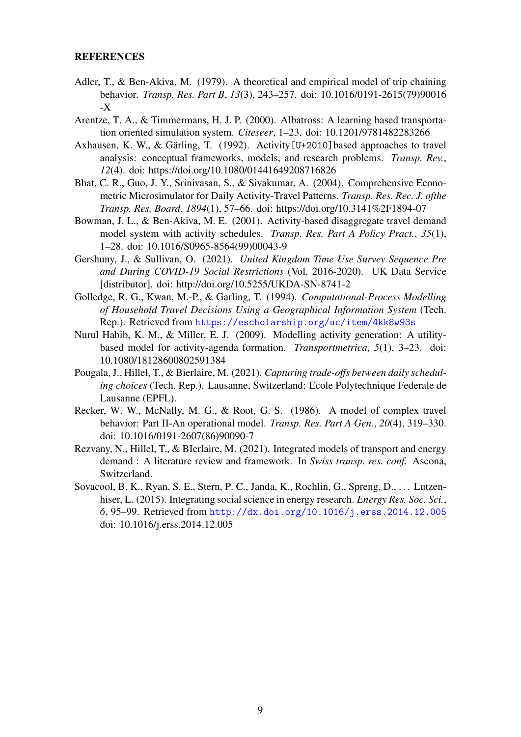## REFERENCES

Adler, T., & Ben-Akiva, M. (1979). A theoretical and empirical model of trip chaining behavior. *Transp. Res. Part B*, *13*(3), 243–257. doi: 10.1016/0191-2615(79)90016-X

Arentze, T. A., & Timmermans, H. J. P. (2000). Albatross: A learning based transportation oriented simulation system. *Citeseer*, 1–23. doi: 10.1201/9781482283266

Axhausen, K. W., & Gärling, T. (1992). Activity[U+2010]based approaches to travel analysis: conceptual frameworks, models, and research problems. *Transp. Rev.*, *12*(4). doi: https://doi.org/10.1080/01441649208716826

Bhat, C. R., Guo, J. Y., Srinivasan, S., & Sivakumar, A. (2004). Comprehensive Econometric Microsimulator for Daily Activity-Travel Patterns. *Transp. Res. Rec. J. ofthe Transp. Res. Board*, *1894*(1), 57–66. doi: https://doi.org/10.3141%2F1894-07

Bowman, J. L., & Ben-Akiva, M. E. (2001). Activity-based disaggregate travel demand model system with activity schedules. *Transp. Res. Part A Policy Pract.*, *35*(1), 1–28. doi: 10.1016/S0965-8564(99)00043-9

Gershuny, J., & Sullivan, O. (2021). *United Kingdom Time Use Survey Sequence Pre and During COVID-19 Social Restrictions* (Vol. 2016-2020). UK Data Service [distributor]. doi: http://doi.org/10.5255/UKDA-SN-8741-2

Golledge, R. G., Kwan, M.-P., & Garling, T. (1994). *Computational-Process Modelling of Household Travel Decisions Using a Geographical Information System* (Tech. Rep.). Retrieved from https://escholarship.org/uc/item/4kk8w93s

Nurul Habib, K. M., & Miller, E. J. (2009). Modelling activity generation: A utility-based model for activity-agenda formation. *Transportmetrica*, *5*(1), 3–23. doi: 10.1080/18128600802591384

Pougala, J., Hillel, T., & Bierlaire, M. (2021). *Capturing trade-offs between daily scheduling choices* (Tech. Rep.). Lausanne, Switzerland: Ecole Polytechnique Federale de Lausanne (EPFL).

Recker, W. W., McNally, M. G., & Root, G. S. (1986). A model of complex travel behavior: Part II-An operational model. *Transp. Res. Part A Gen.*, *20*(4), 319–330. doi: 10.1016/0191-2607(86)90090-7

Rezvany, N., Hillel, T., & BIerlaire, M. (2021). Integrated models of transport and energy demand : A literature review and framework. In *Swiss transp. res. conf.* Ascona, Switzerland.

Sovacool, B. K., Ryan, S. E., Stern, P. C., Janda, K., Rochlin, G., Spreng, D., … Lutzenhiser, L. (2015). Integrating social science in energy research. *Energy Res. Soc. Sci.*, *6*, 95–99. Retrieved from http://dx.doi.org/10.1016/j.erss.2014.12.005 doi: 10.1016/j.erss.2014.12.005